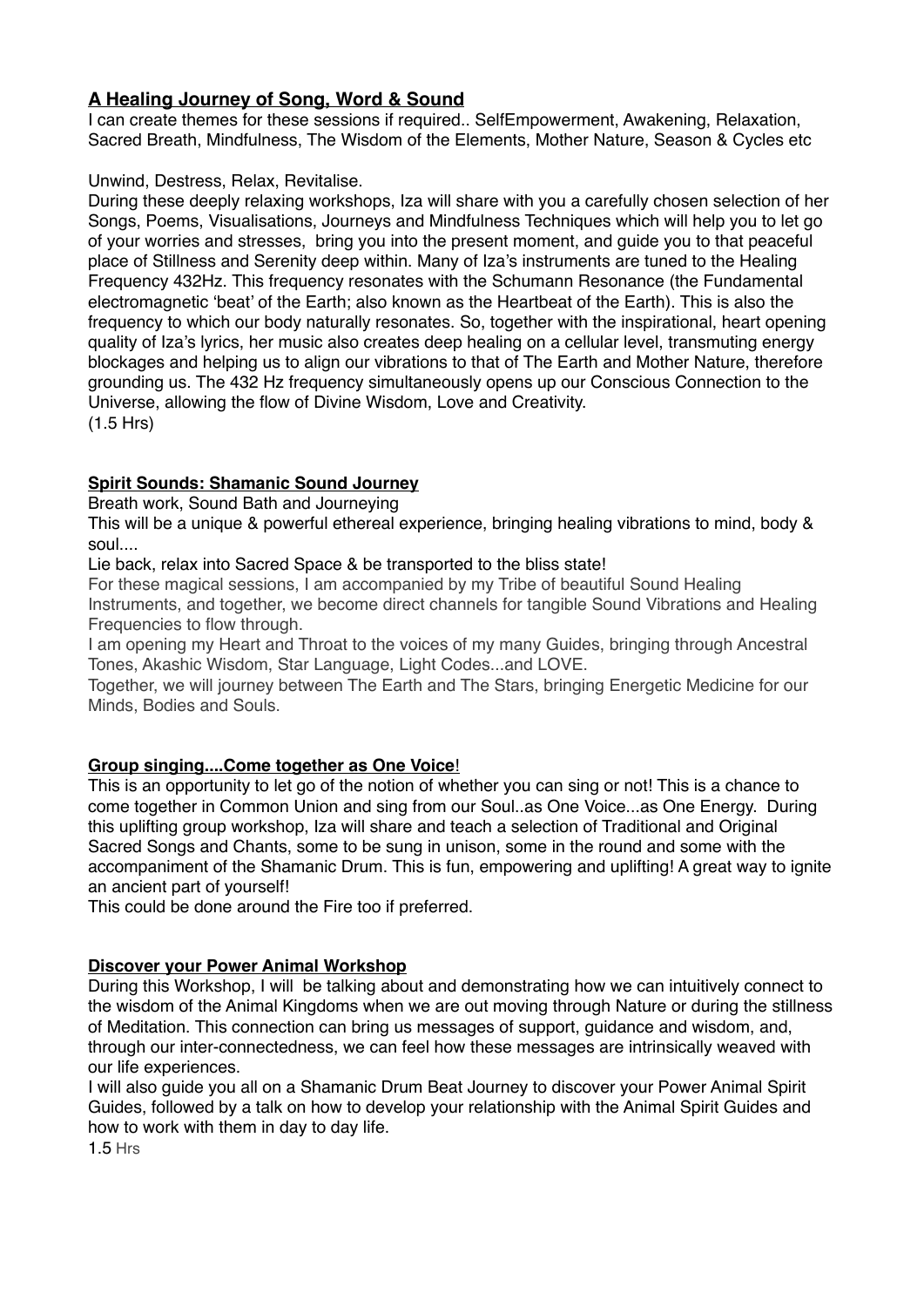## **A Healing Journey of Song, Word & Sound**

I can create themes for these sessions if required.. SelfEmpowerment, Awakening, Relaxation, Sacred Breath, Mindfulness, The Wisdom of the Elements, Mother Nature, Season & Cycles etc

Unwind, Destress, Relax, Revitalise.

During these deeply relaxing workshops, Iza will share with you a carefully chosen selection of her Songs, Poems, Visualisations, Journeys and Mindfulness Techniques which will help you to let go of your worries and stresses, bring you into the present moment, and guide you to that peaceful place of Stillness and Serenity deep within. Many of Iza's instruments are tuned to the Healing Frequency 432Hz. This frequency resonates with the Schumann Resonance (the Fundamental electromagnetic 'beat' of the Earth; also known as the Heartbeat of the Earth). This is also the frequency to which our body naturally resonates. So, together with the inspirational, heart opening quality of Iza's lyrics, her music also creates deep healing on a cellular level, transmuting energy blockages and helping us to align our vibrations to that of The Earth and Mother Nature, therefore grounding us. The 432 Hz frequency simultaneously opens up our Conscious Connection to the Universe, allowing the flow of Divine Wisdom, Love and Creativity.
(1.5 Hrs)

## **Spirit Sounds: Shamanic Sound Journey**

Breath work, Sound Bath and Journeying

This will be a unique & powerful ethereal experience, bringing healing vibrations to mind, body & soul....

Lie back, relax into Sacred Space & be transported to the bliss state!

For these magical sessions, I am accompanied by my Tribe of beautiful Sound Healing Instruments, and together, we become direct channels for tangible Sound Vibrations and Healing Frequencies to flow through.

I am opening my Heart and Throat to the voices of my many Guides, bringing through Ancestral Tones, Akashic Wisdom, Star Language, Light Codes...and LOVE.

Together, we will journey between The Earth and The Stars, bringing Energetic Medicine for our Minds, Bodies and Souls.

## **Group singing....Come together as One Voice!**

This is an opportunity to let go of the notion of whether you can sing or not! This is a chance to come together in Common Union and sing from our Soul..as One Voice...as One Energy. During this uplifting group workshop, Iza will share and teach a selection of Traditional and Original Sacred Songs and Chants, some to be sung in unison, some in the round and some with the accompaniment of the Shamanic Drum. This is fun, empowering and uplifting! A great way to ignite an ancient part of yourself!

This could be done around the Fire too if preferred.

## **Discover your Power Animal Workshop**

During this Workshop, I will be talking about and demonstrating how we can intuitively connect to the wisdom of the Animal Kingdoms when we are out moving through Nature or during the stillness of Meditation. This connection can bring us messages of support, guidance and wisdom, and, through our inter-connectedness, we can feel how these messages are intrinsically weaved with our life experiences.

I will also guide you all on a Shamanic Drum Beat Journey to discover your Power Animal Spirit Guides, followed by a talk on how to develop your relationship with the Animal Spirit Guides and how to work with them in day to day life.

1.5 Hrs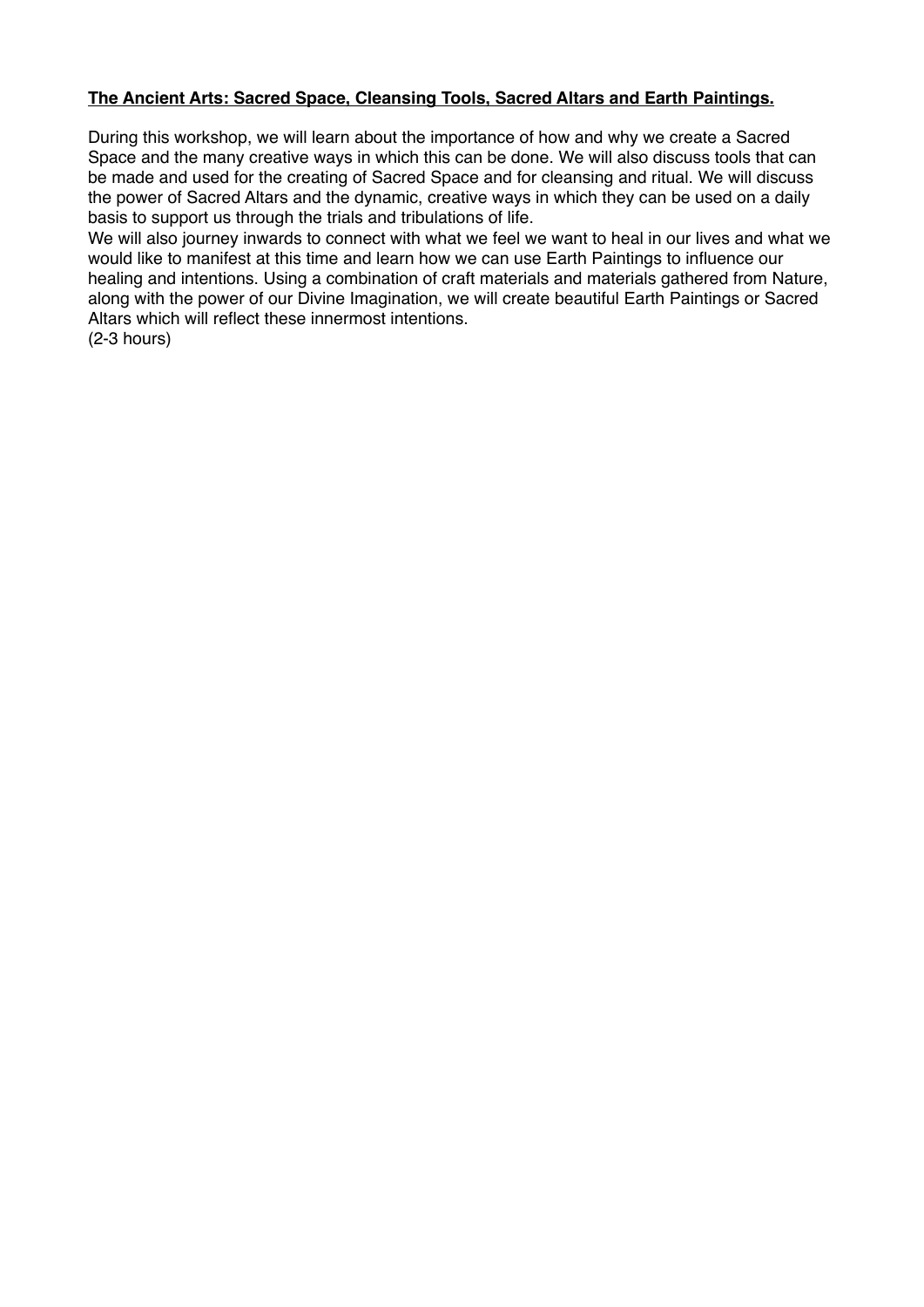**The Ancient Arts: Sacred Space, Cleansing Tools, Sacred Altars and Earth Paintings.**

During this workshop, we will learn about the importance of how and why we create a Sacred Space and the many creative ways in which this can be done. We will also discuss tools that can be made and used for the creating of Sacred Space and for cleansing and ritual. We will discuss the power of Sacred Altars and the dynamic, creative ways in which they can be used on a daily basis to support us through the trials and tribulations of life.

We will also journey inwards to connect with what we feel we want to heal in our lives and what we would like to manifest at this time and learn how we can use Earth Paintings to influence our healing and intentions. Using a combination of craft materials and materials gathered from Nature, along with the power of our Divine Imagination, we will create beautiful Earth Paintings or Sacred Altars which will reflect these innermost intentions.

(2-3 hours)